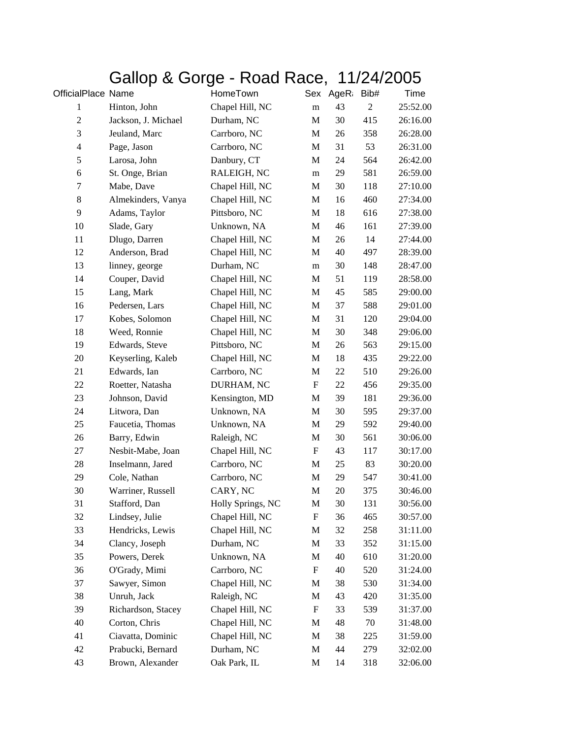# Gallop & Gorge - Road Race, 11/24/2005

| OfficialPlace | Name | HomeTown | Sex | AgeR | Bib# | Time |
|---|---|---|---|---|---|---|
| 1 | Hinton, John | Chapel Hill, NC | m | 43 | 2 | 25:52.00 |
| 2 | Jackson, J. Michael | Durham, NC | M | 30 | 415 | 26:16.00 |
| 3 | Jeuland, Marc | Carrboro, NC | M | 26 | 358 | 26:28.00 |
| 4 | Page, Jason | Carrboro, NC | M | 31 | 53 | 26:31.00 |
| 5 | Larosa, John | Danbury, CT | M | 24 | 564 | 26:42.00 |
| 6 | St. Onge, Brian | RALEIGH, NC | m | 29 | 581 | 26:59.00 |
| 7 | Mabe, Dave | Chapel Hill, NC | M | 30 | 118 | 27:10.00 |
| 8 | Almekinders, Vanya | Chapel Hill, NC | M | 16 | 460 | 27:34.00 |
| 9 | Adams, Taylor | Pittsboro, NC | M | 18 | 616 | 27:38.00 |
| 10 | Slade, Gary | Unknown, NA | M | 46 | 161 | 27:39.00 |
| 11 | Dlugo, Darren | Chapel Hill, NC | M | 26 | 14 | 27:44.00 |
| 12 | Anderson, Brad | Chapel Hill, NC | M | 40 | 497 | 28:39.00 |
| 13 | linney, george | Durham, NC | m | 30 | 148 | 28:47.00 |
| 14 | Couper, David | Chapel Hill, NC | M | 51 | 119 | 28:58.00 |
| 15 | Lang, Mark | Chapel Hill, NC | M | 45 | 585 | 29:00.00 |
| 16 | Pedersen, Lars | Chapel Hill, NC | M | 37 | 588 | 29:01.00 |
| 17 | Kobes, Solomon | Chapel Hill, NC | M | 31 | 120 | 29:04.00 |
| 18 | Weed, Ronnie | Chapel Hill, NC | M | 30 | 348 | 29:06.00 |
| 19 | Edwards, Steve | Pittsboro, NC | M | 26 | 563 | 29:15.00 |
| 20 | Keyserling, Kaleb | Chapel Hill, NC | M | 18 | 435 | 29:22.00 |
| 21 | Edwards, Ian | Carrboro, NC | M | 22 | 510 | 29:26.00 |
| 22 | Roetter, Natasha | DURHAM, NC | F | 22 | 456 | 29:35.00 |
| 23 | Johnson, David | Kensington, MD | M | 39 | 181 | 29:36.00 |
| 24 | Litwora, Dan | Unknown, NA | M | 30 | 595 | 29:37.00 |
| 25 | Faucetia, Thomas | Unknown, NA | M | 29 | 592 | 29:40.00 |
| 26 | Barry, Edwin | Raleigh, NC | M | 30 | 561 | 30:06.00 |
| 27 | Nesbit-Mabe, Joan | Chapel Hill, NC | F | 43 | 117 | 30:17.00 |
| 28 | Inselmann, Jared | Carrboro, NC | M | 25 | 83 | 30:20.00 |
| 29 | Cole, Nathan | Carrboro, NC | M | 29 | 547 | 30:41.00 |
| 30 | Warriner, Russell | CARY, NC | M | 20 | 375 | 30:46.00 |
| 31 | Stafford, Dan | Holly Springs, NC | M | 30 | 131 | 30:56.00 |
| 32 | Lindsey, Julie | Chapel Hill, NC | F | 36 | 465 | 30:57.00 |
| 33 | Hendricks, Lewis | Chapel Hill, NC | M | 32 | 258 | 31:11.00 |
| 34 | Clancy, Joseph | Durham, NC | M | 33 | 352 | 31:15.00 |
| 35 | Powers, Derek | Unknown, NA | M | 40 | 610 | 31:20.00 |
| 36 | O'Grady, Mimi | Carrboro, NC | F | 40 | 520 | 31:24.00 |
| 37 | Sawyer, Simon | Chapel Hill, NC | M | 38 | 530 | 31:34.00 |
| 38 | Unruh, Jack | Raleigh, NC | M | 43 | 420 | 31:35.00 |
| 39 | Richardson, Stacey | Chapel Hill, NC | F | 33 | 539 | 31:37.00 |
| 40 | Corton, Chris | Chapel Hill, NC | M | 48 | 70 | 31:48.00 |
| 41 | Ciavatta, Dominic | Chapel Hill, NC | M | 38 | 225 | 31:59.00 |
| 42 | Prabucki, Bernard | Durham, NC | M | 44 | 279 | 32:02.00 |
| 43 | Brown, Alexander | Oak Park, IL | M | 14 | 318 | 32:06.00 |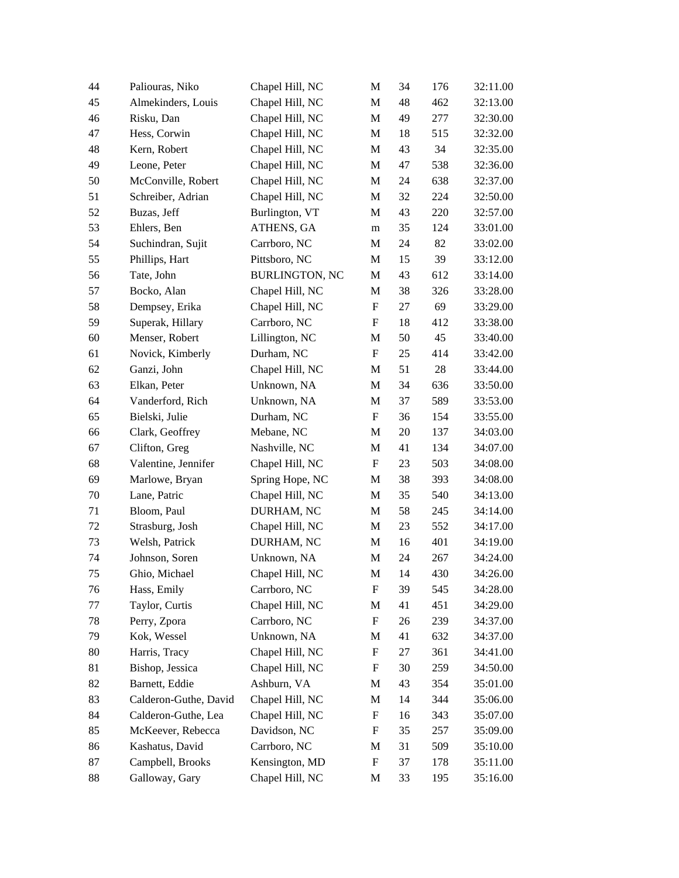| | | | | | | |
|---|---|---|---|---|---|---|
| 44 | Paliouras, Niko | Chapel Hill, NC | M | 34 | 176 | 32:11.00 |
| 45 | Almekinders, Louis | Chapel Hill, NC | M | 48 | 462 | 32:13.00 |
| 46 | Risku, Dan | Chapel Hill, NC | M | 49 | 277 | 32:30.00 |
| 47 | Hess, Corwin | Chapel Hill, NC | M | 18 | 515 | 32:32.00 |
| 48 | Kern, Robert | Chapel Hill, NC | M | 43 | 34 | 32:35.00 |
| 49 | Leone, Peter | Chapel Hill, NC | M | 47 | 538 | 32:36.00 |
| 50 | McConville, Robert | Chapel Hill, NC | M | 24 | 638 | 32:37.00 |
| 51 | Schreiber, Adrian | Chapel Hill, NC | M | 32 | 224 | 32:50.00 |
| 52 | Buzas, Jeff | Burlington, VT | M | 43 | 220 | 32:57.00 |
| 53 | Ehlers, Ben | ATHENS, GA | m | 35 | 124 | 33:01.00 |
| 54 | Suchindran, Sujit | Carrboro, NC | M | 24 | 82 | 33:02.00 |
| 55 | Phillips, Hart | Pittsboro, NC | M | 15 | 39 | 33:12.00 |
| 56 | Tate, John | BURLINGTON, NC | M | 43 | 612 | 33:14.00 |
| 57 | Bocko, Alan | Chapel Hill, NC | M | 38 | 326 | 33:28.00 |
| 58 | Dempsey, Erika | Chapel Hill, NC | F | 27 | 69 | 33:29.00 |
| 59 | Superak, Hillary | Carrboro, NC | F | 18 | 412 | 33:38.00 |
| 60 | Menser, Robert | Lillington, NC | M | 50 | 45 | 33:40.00 |
| 61 | Novick, Kimberly | Durham, NC | F | 25 | 414 | 33:42.00 |
| 62 | Ganzi, John | Chapel Hill, NC | M | 51 | 28 | 33:44.00 |
| 63 | Elkan, Peter | Unknown, NA | M | 34 | 636 | 33:50.00 |
| 64 | Vanderford, Rich | Unknown, NA | M | 37 | 589 | 33:53.00 |
| 65 | Bielski, Julie | Durham, NC | F | 36 | 154 | 33:55.00 |
| 66 | Clark, Geoffrey | Mebane, NC | M | 20 | 137 | 34:03.00 |
| 67 | Clifton, Greg | Nashville, NC | M | 41 | 134 | 34:07.00 |
| 68 | Valentine, Jennifer | Chapel Hill, NC | F | 23 | 503 | 34:08.00 |
| 69 | Marlowe, Bryan | Spring Hope, NC | M | 38 | 393 | 34:08.00 |
| 70 | Lane, Patric | Chapel Hill, NC | M | 35 | 540 | 34:13.00 |
| 71 | Bloom, Paul | DURHAM, NC | M | 58 | 245 | 34:14.00 |
| 72 | Strasburg, Josh | Chapel Hill, NC | M | 23 | 552 | 34:17.00 |
| 73 | Welsh, Patrick | DURHAM, NC | M | 16 | 401 | 34:19.00 |
| 74 | Johnson, Soren | Unknown, NA | M | 24 | 267 | 34:24.00 |
| 75 | Ghio, Michael | Chapel Hill, NC | M | 14 | 430 | 34:26.00 |
| 76 | Hass, Emily | Carrboro, NC | F | 39 | 545 | 34:28.00 |
| 77 | Taylor, Curtis | Chapel Hill, NC | M | 41 | 451 | 34:29.00 |
| 78 | Perry, Zpora | Carrboro, NC | F | 26 | 239 | 34:37.00 |
| 79 | Kok, Wessel | Unknown, NA | M | 41 | 632 | 34:37.00 |
| 80 | Harris, Tracy | Chapel Hill, NC | F | 27 | 361 | 34:41.00 |
| 81 | Bishop, Jessica | Chapel Hill, NC | F | 30 | 259 | 34:50.00 |
| 82 | Barnett, Eddie | Ashburn, VA | M | 43 | 354 | 35:01.00 |
| 83 | Calderon-Guthe, David | Chapel Hill, NC | M | 14 | 344 | 35:06.00 |
| 84 | Calderon-Guthe, Lea | Chapel Hill, NC | F | 16 | 343 | 35:07.00 |
| 85 | McKeever, Rebecca | Davidson, NC | F | 35 | 257 | 35:09.00 |
| 86 | Kashatus, David | Carrboro, NC | M | 31 | 509 | 35:10.00 |
| 87 | Campbell, Brooks | Kensington, MD | F | 37 | 178 | 35:11.00 |
| 88 | Galloway, Gary | Chapel Hill, NC | M | 33 | 195 | 35:16.00 |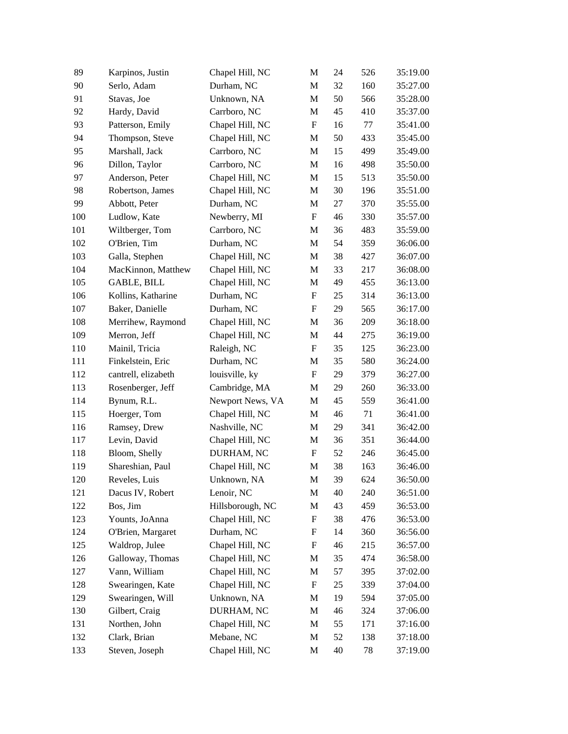| | | | | | | |
|---|---|---|---|---|---|---|
| 89 | Karpinos, Justin | Chapel Hill, NC | M | 24 | 526 | 35:19.00 |
| 90 | Serlo, Adam | Durham, NC | M | 32 | 160 | 35:27.00 |
| 91 | Stavas, Joe | Unknown, NA | M | 50 | 566 | 35:28.00 |
| 92 | Hardy, David | Carrboro, NC | M | 45 | 410 | 35:37.00 |
| 93 | Patterson, Emily | Chapel Hill, NC | F | 16 | 77 | 35:41.00 |
| 94 | Thompson, Steve | Chapel Hill, NC | M | 50 | 433 | 35:45.00 |
| 95 | Marshall, Jack | Carrboro, NC | M | 15 | 499 | 35:49.00 |
| 96 | Dillon, Taylor | Carrboro, NC | M | 16 | 498 | 35:50.00 |
| 97 | Anderson, Peter | Chapel Hill, NC | M | 15 | 513 | 35:50.00 |
| 98 | Robertson, James | Chapel Hill, NC | M | 30 | 196 | 35:51.00 |
| 99 | Abbott, Peter | Durham, NC | M | 27 | 370 | 35:55.00 |
| 100 | Ludlow, Kate | Newberry, MI | F | 46 | 330 | 35:57.00 |
| 101 | Wiltberger, Tom | Carrboro, NC | M | 36 | 483 | 35:59.00 |
| 102 | O'Brien, Tim | Durham, NC | M | 54 | 359 | 36:06.00 |
| 103 | Galla, Stephen | Chapel Hill, NC | M | 38 | 427 | 36:07.00 |
| 104 | MacKinnon, Matthew | Chapel Hill, NC | M | 33 | 217 | 36:08.00 |
| 105 | GABLE, BILL | Chapel Hill, NC | M | 49 | 455 | 36:13.00 |
| 106 | Kollins, Katharine | Durham, NC | F | 25 | 314 | 36:13.00 |
| 107 | Baker, Danielle | Durham, NC | F | 29 | 565 | 36:17.00 |
| 108 | Merrihew, Raymond | Chapel Hill, NC | M | 36 | 209 | 36:18.00 |
| 109 | Merron, Jeff | Chapel Hill, NC | M | 44 | 275 | 36:19.00 |
| 110 | Mainil, Tricia | Raleigh, NC | F | 35 | 125 | 36:23.00 |
| 111 | Finkelstein, Eric | Durham, NC | M | 35 | 580 | 36:24.00 |
| 112 | cantrell, elizabeth | louisville, ky | F | 29 | 379 | 36:27.00 |
| 113 | Rosenberger, Jeff | Cambridge, MA | M | 29 | 260 | 36:33.00 |
| 114 | Bynum, R.L. | Newport News, VA | M | 45 | 559 | 36:41.00 |
| 115 | Hoerger, Tom | Chapel Hill, NC | M | 46 | 71 | 36:41.00 |
| 116 | Ramsey, Drew | Nashville, NC | M | 29 | 341 | 36:42.00 |
| 117 | Levin, David | Chapel Hill, NC | M | 36 | 351 | 36:44.00 |
| 118 | Bloom, Shelly | DURHAM, NC | F | 52 | 246 | 36:45.00 |
| 119 | Shareshian, Paul | Chapel Hill, NC | M | 38 | 163 | 36:46.00 |
| 120 | Reveles, Luis | Unknown, NA | M | 39 | 624 | 36:50.00 |
| 121 | Dacus IV, Robert | Lenoir, NC | M | 40 | 240 | 36:51.00 |
| 122 | Bos, Jim | Hillsborough, NC | M | 43 | 459 | 36:53.00 |
| 123 | Younts, JoAnna | Chapel Hill, NC | F | 38 | 476 | 36:53.00 |
| 124 | O'Brien, Margaret | Durham, NC | F | 14 | 360 | 36:56.00 |
| 125 | Waldrop, Julee | Chapel Hill, NC | F | 46 | 215 | 36:57.00 |
| 126 | Galloway, Thomas | Chapel Hill, NC | M | 35 | 474 | 36:58.00 |
| 127 | Vann, William | Chapel Hill, NC | M | 57 | 395 | 37:02.00 |
| 128 | Swearingen, Kate | Chapel Hill, NC | F | 25 | 339 | 37:04.00 |
| 129 | Swearingen, Will | Unknown, NA | M | 19 | 594 | 37:05.00 |
| 130 | Gilbert, Craig | DURHAM, NC | M | 46 | 324 | 37:06.00 |
| 131 | Northen, John | Chapel Hill, NC | M | 55 | 171 | 37:16.00 |
| 132 | Clark, Brian | Mebane, NC | M | 52 | 138 | 37:18.00 |
| 133 | Steven, Joseph | Chapel Hill, NC | M | 40 | 78 | 37:19.00 |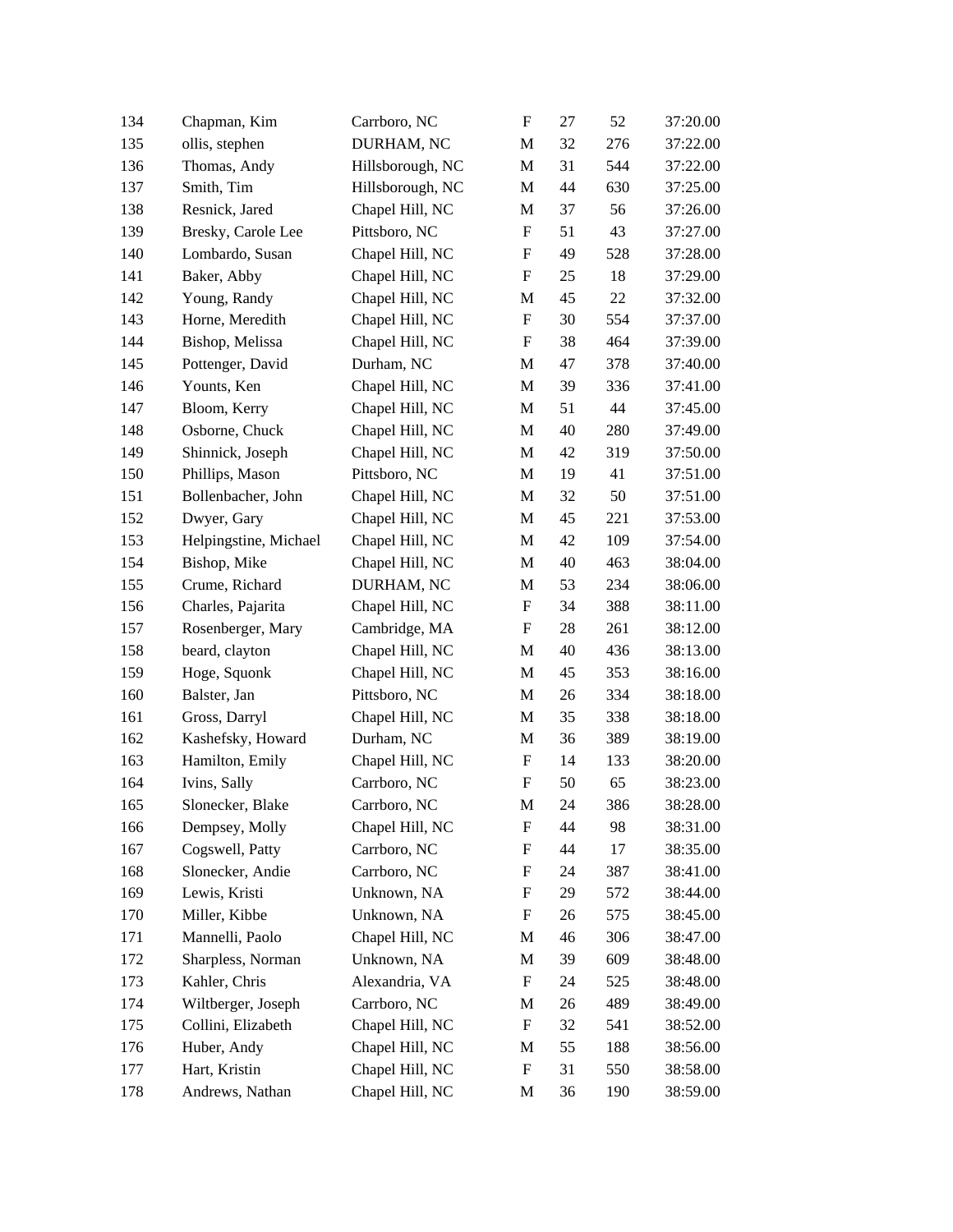| | | | | | | |
|---|---|---|---|---|---|---|
| 134 | Chapman, Kim | Carrboro, NC | F | 27 | 52 | 37:20.00 |
| 135 | ollis, stephen | DURHAM, NC | M | 32 | 276 | 37:22.00 |
| 136 | Thomas, Andy | Hillsborough, NC | M | 31 | 544 | 37:22.00 |
| 137 | Smith, Tim | Hillsborough, NC | M | 44 | 630 | 37:25.00 |
| 138 | Resnick, Jared | Chapel Hill, NC | M | 37 | 56 | 37:26.00 |
| 139 | Bresky, Carole Lee | Pittsboro, NC | F | 51 | 43 | 37:27.00 |
| 140 | Lombardo, Susan | Chapel Hill, NC | F | 49 | 528 | 37:28.00 |
| 141 | Baker, Abby | Chapel Hill, NC | F | 25 | 18 | 37:29.00 |
| 142 | Young, Randy | Chapel Hill, NC | M | 45 | 22 | 37:32.00 |
| 143 | Horne, Meredith | Chapel Hill, NC | F | 30 | 554 | 37:37.00 |
| 144 | Bishop, Melissa | Chapel Hill, NC | F | 38 | 464 | 37:39.00 |
| 145 | Pottenger, David | Durham, NC | M | 47 | 378 | 37:40.00 |
| 146 | Younts, Ken | Chapel Hill, NC | M | 39 | 336 | 37:41.00 |
| 147 | Bloom, Kerry | Chapel Hill, NC | M | 51 | 44 | 37:45.00 |
| 148 | Osborne, Chuck | Chapel Hill, NC | M | 40 | 280 | 37:49.00 |
| 149 | Shinnick, Joseph | Chapel Hill, NC | M | 42 | 319 | 37:50.00 |
| 150 | Phillips, Mason | Pittsboro, NC | M | 19 | 41 | 37:51.00 |
| 151 | Bollenbacher, John | Chapel Hill, NC | M | 32 | 50 | 37:51.00 |
| 152 | Dwyer, Gary | Chapel Hill, NC | M | 45 | 221 | 37:53.00 |
| 153 | Helpingstine, Michael | Chapel Hill, NC | M | 42 | 109 | 37:54.00 |
| 154 | Bishop, Mike | Chapel Hill, NC | M | 40 | 463 | 38:04.00 |
| 155 | Crume, Richard | DURHAM, NC | M | 53 | 234 | 38:06.00 |
| 156 | Charles, Pajarita | Chapel Hill, NC | F | 34 | 388 | 38:11.00 |
| 157 | Rosenberger, Mary | Cambridge, MA | F | 28 | 261 | 38:12.00 |
| 158 | beard, clayton | Chapel Hill, NC | M | 40 | 436 | 38:13.00 |
| 159 | Hoge, Squonk | Chapel Hill, NC | M | 45 | 353 | 38:16.00 |
| 160 | Balster, Jan | Pittsboro, NC | M | 26 | 334 | 38:18.00 |
| 161 | Gross, Darryl | Chapel Hill, NC | M | 35 | 338 | 38:18.00 |
| 162 | Kashefsky, Howard | Durham, NC | M | 36 | 389 | 38:19.00 |
| 163 | Hamilton, Emily | Chapel Hill, NC | F | 14 | 133 | 38:20.00 |
| 164 | Ivins, Sally | Carrboro, NC | F | 50 | 65 | 38:23.00 |
| 165 | Slonecker, Blake | Carrboro, NC | M | 24 | 386 | 38:28.00 |
| 166 | Dempsey, Molly | Chapel Hill, NC | F | 44 | 98 | 38:31.00 |
| 167 | Cogswell, Patty | Carrboro, NC | F | 44 | 17 | 38:35.00 |
| 168 | Slonecker, Andie | Carrboro, NC | F | 24 | 387 | 38:41.00 |
| 169 | Lewis, Kristi | Unknown, NA | F | 29 | 572 | 38:44.00 |
| 170 | Miller, Kibbe | Unknown, NA | F | 26 | 575 | 38:45.00 |
| 171 | Mannelli, Paolo | Chapel Hill, NC | M | 46 | 306 | 38:47.00 |
| 172 | Sharpless, Norman | Unknown, NA | M | 39 | 609 | 38:48.00 |
| 173 | Kahler, Chris | Alexandria, VA | F | 24 | 525 | 38:48.00 |
| 174 | Wiltberger, Joseph | Carrboro, NC | M | 26 | 489 | 38:49.00 |
| 175 | Collini, Elizabeth | Chapel Hill, NC | F | 32 | 541 | 38:52.00 |
| 176 | Huber, Andy | Chapel Hill, NC | M | 55 | 188 | 38:56.00 |
| 177 | Hart, Kristin | Chapel Hill, NC | F | 31 | 550 | 38:58.00 |
| 178 | Andrews, Nathan | Chapel Hill, NC | M | 36 | 190 | 38:59.00 |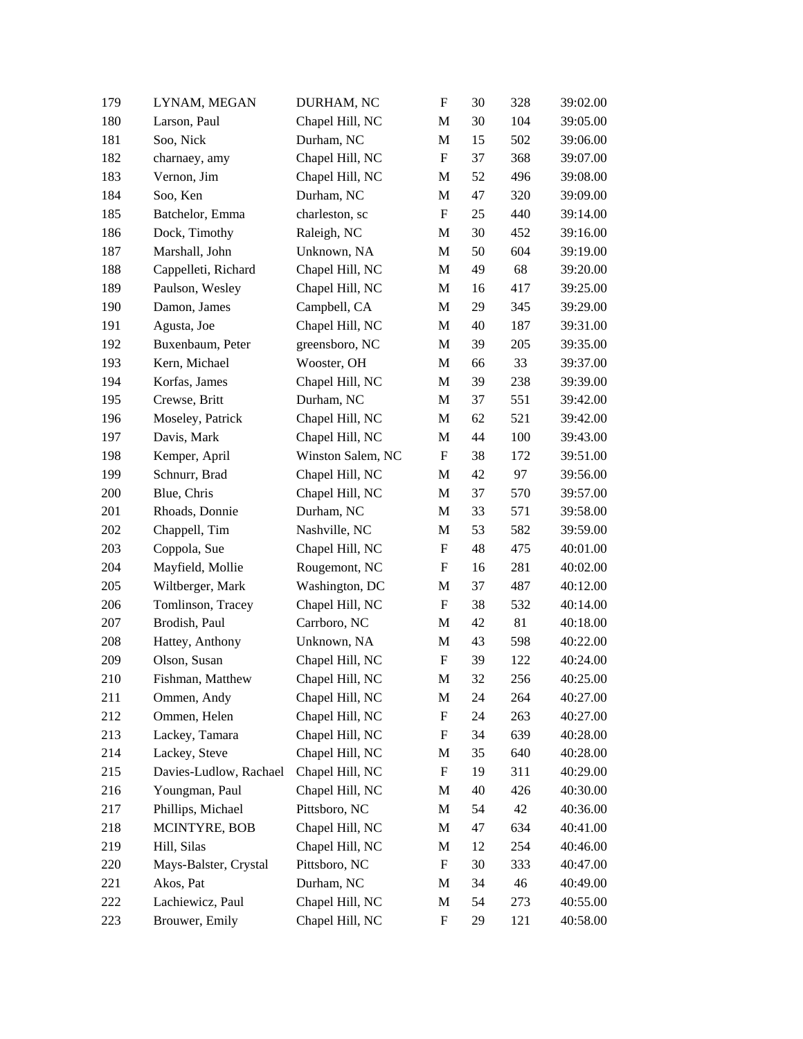| | | | | | | |
|---|---|---|---|---|---|---|
| 179 | LYNAM, MEGAN | DURHAM, NC | F | 30 | 328 | 39:02.00 |
| 180 | Larson, Paul | Chapel Hill, NC | M | 30 | 104 | 39:05.00 |
| 181 | Soo, Nick | Durham, NC | M | 15 | 502 | 39:06.00 |
| 182 | charnaey, amy | Chapel Hill, NC | F | 37 | 368 | 39:07.00 |
| 183 | Vernon, Jim | Chapel Hill, NC | M | 52 | 496 | 39:08.00 |
| 184 | Soo, Ken | Durham, NC | M | 47 | 320 | 39:09.00 |
| 185 | Batchelor, Emma | charleston, sc | F | 25 | 440 | 39:14.00 |
| 186 | Dock, Timothy | Raleigh, NC | M | 30 | 452 | 39:16.00 |
| 187 | Marshall, John | Unknown, NA | M | 50 | 604 | 39:19.00 |
| 188 | Cappelleti, Richard | Chapel Hill, NC | M | 49 | 68 | 39:20.00 |
| 189 | Paulson, Wesley | Chapel Hill, NC | M | 16 | 417 | 39:25.00 |
| 190 | Damon, James | Campbell, CA | M | 29 | 345 | 39:29.00 |
| 191 | Agusta, Joe | Chapel Hill, NC | M | 40 | 187 | 39:31.00 |
| 192 | Buxenbaum, Peter | greensboro, NC | M | 39 | 205 | 39:35.00 |
| 193 | Kern, Michael | Wooster, OH | M | 66 | 33 | 39:37.00 |
| 194 | Korfas, James | Chapel Hill, NC | M | 39 | 238 | 39:39.00 |
| 195 | Crewse, Britt | Durham, NC | M | 37 | 551 | 39:42.00 |
| 196 | Moseley, Patrick | Chapel Hill, NC | M | 62 | 521 | 39:42.00 |
| 197 | Davis, Mark | Chapel Hill, NC | M | 44 | 100 | 39:43.00 |
| 198 | Kemper, April | Winston Salem, NC | F | 38 | 172 | 39:51.00 |
| 199 | Schnurr, Brad | Chapel Hill, NC | M | 42 | 97 | 39:56.00 |
| 200 | Blue, Chris | Chapel Hill, NC | M | 37 | 570 | 39:57.00 |
| 201 | Rhoads, Donnie | Durham, NC | M | 33 | 571 | 39:58.00 |
| 202 | Chappell, Tim | Nashville, NC | M | 53 | 582 | 39:59.00 |
| 203 | Coppola, Sue | Chapel Hill, NC | F | 48 | 475 | 40:01.00 |
| 204 | Mayfield, Mollie | Rougemont, NC | F | 16 | 281 | 40:02.00 |
| 205 | Wiltberger, Mark | Washington, DC | M | 37 | 487 | 40:12.00 |
| 206 | Tomlinson, Tracey | Chapel Hill, NC | F | 38 | 532 | 40:14.00 |
| 207 | Brodish, Paul | Carrboro, NC | M | 42 | 81 | 40:18.00 |
| 208 | Hattey, Anthony | Unknown, NA | M | 43 | 598 | 40:22.00 |
| 209 | Olson, Susan | Chapel Hill, NC | F | 39 | 122 | 40:24.00 |
| 210 | Fishman, Matthew | Chapel Hill, NC | M | 32 | 256 | 40:25.00 |
| 211 | Ommen, Andy | Chapel Hill, NC | M | 24 | 264 | 40:27.00 |
| 212 | Ommen, Helen | Chapel Hill, NC | F | 24 | 263 | 40:27.00 |
| 213 | Lackey, Tamara | Chapel Hill, NC | F | 34 | 639 | 40:28.00 |
| 214 | Lackey, Steve | Chapel Hill, NC | M | 35 | 640 | 40:28.00 |
| 215 | Davies-Ludlow, Rachael | Chapel Hill, NC | F | 19 | 311 | 40:29.00 |
| 216 | Youngman, Paul | Chapel Hill, NC | M | 40 | 426 | 40:30.00 |
| 217 | Phillips, Michael | Pittsboro, NC | M | 54 | 42 | 40:36.00 |
| 218 | MCINTYRE, BOB | Chapel Hill, NC | M | 47 | 634 | 40:41.00 |
| 219 | Hill, Silas | Chapel Hill, NC | M | 12 | 254 | 40:46.00 |
| 220 | Mays-Balster, Crystal | Pittsboro, NC | F | 30 | 333 | 40:47.00 |
| 221 | Akos, Pat | Durham, NC | M | 34 | 46 | 40:49.00 |
| 222 | Lachiewicz, Paul | Chapel Hill, NC | M | 54 | 273 | 40:55.00 |
| 223 | Brouwer, Emily | Chapel Hill, NC | F | 29 | 121 | 40:58.00 |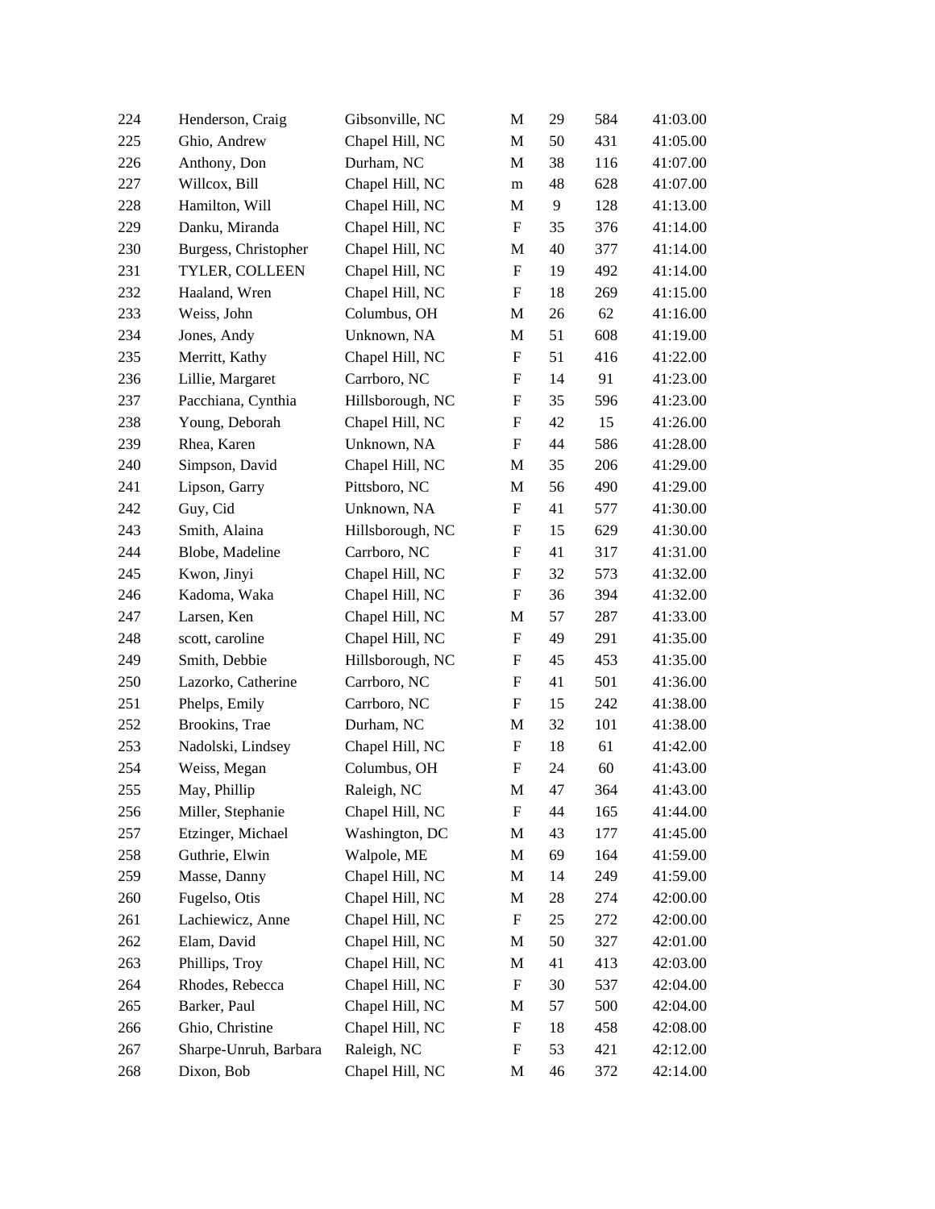| | | | | | | |
|---|---|---|---|---|---|---|
| 224 | Henderson, Craig | Gibsonville, NC | M | 29 | 584 | 41:03.00 |
| 225 | Ghio, Andrew | Chapel Hill, NC | M | 50 | 431 | 41:05.00 |
| 226 | Anthony, Don | Durham, NC | M | 38 | 116 | 41:07.00 |
| 227 | Willcox, Bill | Chapel Hill, NC | m | 48 | 628 | 41:07.00 |
| 228 | Hamilton, Will | Chapel Hill, NC | M | 9 | 128 | 41:13.00 |
| 229 | Danku, Miranda | Chapel Hill, NC | F | 35 | 376 | 41:14.00 |
| 230 | Burgess, Christopher | Chapel Hill, NC | M | 40 | 377 | 41:14.00 |
| 231 | TYLER, COLLEEN | Chapel Hill, NC | F | 19 | 492 | 41:14.00 |
| 232 | Haaland, Wren | Chapel Hill, NC | F | 18 | 269 | 41:15.00 |
| 233 | Weiss, John | Columbus, OH | M | 26 | 62 | 41:16.00 |
| 234 | Jones, Andy | Unknown, NA | M | 51 | 608 | 41:19.00 |
| 235 | Merritt, Kathy | Chapel Hill, NC | F | 51 | 416 | 41:22.00 |
| 236 | Lillie, Margaret | Carrboro, NC | F | 14 | 91 | 41:23.00 |
| 237 | Pacchiana, Cynthia | Hillsborough, NC | F | 35 | 596 | 41:23.00 |
| 238 | Young, Deborah | Chapel Hill, NC | F | 42 | 15 | 41:26.00 |
| 239 | Rhea, Karen | Unknown, NA | F | 44 | 586 | 41:28.00 |
| 240 | Simpson, David | Chapel Hill, NC | M | 35 | 206 | 41:29.00 |
| 241 | Lipson, Garry | Pittsboro, NC | M | 56 | 490 | 41:29.00 |
| 242 | Guy, Cid | Unknown, NA | F | 41 | 577 | 41:30.00 |
| 243 | Smith, Alaina | Hillsborough, NC | F | 15 | 629 | 41:30.00 |
| 244 | Blobe, Madeline | Carrboro, NC | F | 41 | 317 | 41:31.00 |
| 245 | Kwon, Jinyi | Chapel Hill, NC | F | 32 | 573 | 41:32.00 |
| 246 | Kadoma, Waka | Chapel Hill, NC | F | 36 | 394 | 41:32.00 |
| 247 | Larsen, Ken | Chapel Hill, NC | M | 57 | 287 | 41:33.00 |
| 248 | scott, caroline | Chapel Hill, NC | F | 49 | 291 | 41:35.00 |
| 249 | Smith, Debbie | Hillsborough, NC | F | 45 | 453 | 41:35.00 |
| 250 | Lazorko, Catherine | Carrboro, NC | F | 41 | 501 | 41:36.00 |
| 251 | Phelps, Emily | Carrboro, NC | F | 15 | 242 | 41:38.00 |
| 252 | Brookins, Trae | Durham, NC | M | 32 | 101 | 41:38.00 |
| 253 | Nadolski, Lindsey | Chapel Hill, NC | F | 18 | 61 | 41:42.00 |
| 254 | Weiss, Megan | Columbus, OH | F | 24 | 60 | 41:43.00 |
| 255 | May, Phillip | Raleigh, NC | M | 47 | 364 | 41:43.00 |
| 256 | Miller, Stephanie | Chapel Hill, NC | F | 44 | 165 | 41:44.00 |
| 257 | Etzinger, Michael | Washington, DC | M | 43 | 177 | 41:45.00 |
| 258 | Guthrie, Elwin | Walpole, ME | M | 69 | 164 | 41:59.00 |
| 259 | Masse, Danny | Chapel Hill, NC | M | 14 | 249 | 41:59.00 |
| 260 | Fugelso, Otis | Chapel Hill, NC | M | 28 | 274 | 42:00.00 |
| 261 | Lachiewicz, Anne | Chapel Hill, NC | F | 25 | 272 | 42:00.00 |
| 262 | Elam, David | Chapel Hill, NC | M | 50 | 327 | 42:01.00 |
| 263 | Phillips, Troy | Chapel Hill, NC | M | 41 | 413 | 42:03.00 |
| 264 | Rhodes, Rebecca | Chapel Hill, NC | F | 30 | 537 | 42:04.00 |
| 265 | Barker, Paul | Chapel Hill, NC | M | 57 | 500 | 42:04.00 |
| 266 | Ghio, Christine | Chapel Hill, NC | F | 18 | 458 | 42:08.00 |
| 267 | Sharpe-Unruh, Barbara | Raleigh, NC | F | 53 | 421 | 42:12.00 |
| 268 | Dixon, Bob | Chapel Hill, NC | M | 46 | 372 | 42:14.00 |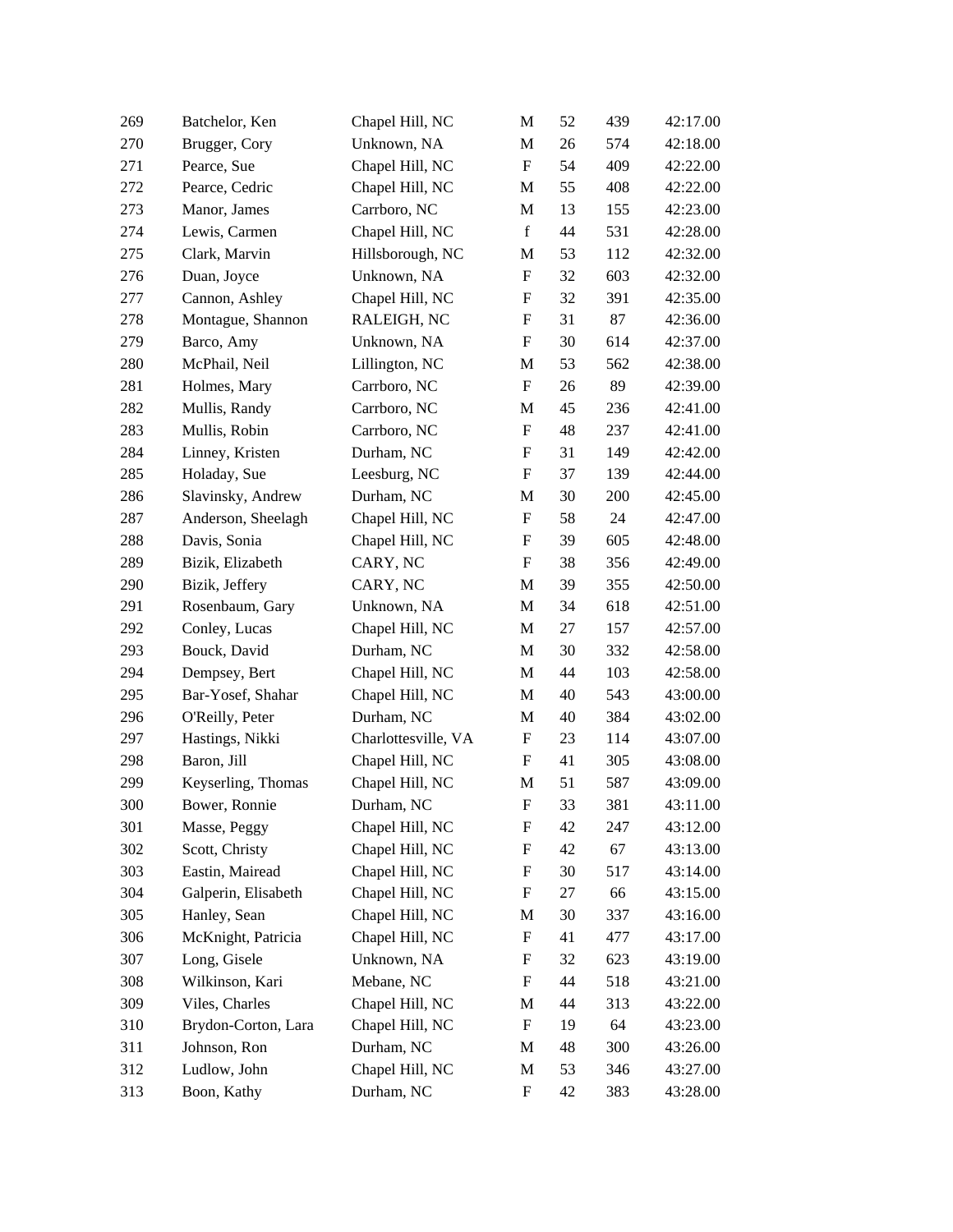| | | | | | | |
|---|---|---|---|---|---|---|
| 269 | Batchelor, Ken | Chapel Hill, NC | M | 52 | 439 | 42:17.00 |
| 270 | Brugger, Cory | Unknown, NA | M | 26 | 574 | 42:18.00 |
| 271 | Pearce, Sue | Chapel Hill, NC | F | 54 | 409 | 42:22.00 |
| 272 | Pearce, Cedric | Chapel Hill, NC | M | 55 | 408 | 42:22.00 |
| 273 | Manor, James | Carrboro, NC | M | 13 | 155 | 42:23.00 |
| 274 | Lewis, Carmen | Chapel Hill, NC | f | 44 | 531 | 42:28.00 |
| 275 | Clark, Marvin | Hillsborough, NC | M | 53 | 112 | 42:32.00 |
| 276 | Duan, Joyce | Unknown, NA | F | 32 | 603 | 42:32.00 |
| 277 | Cannon, Ashley | Chapel Hill, NC | F | 32 | 391 | 42:35.00 |
| 278 | Montague, Shannon | RALEIGH, NC | F | 31 | 87 | 42:36.00 |
| 279 | Barco, Amy | Unknown, NA | F | 30 | 614 | 42:37.00 |
| 280 | McPhail, Neil | Lillington, NC | M | 53 | 562 | 42:38.00 |
| 281 | Holmes, Mary | Carrboro, NC | F | 26 | 89 | 42:39.00 |
| 282 | Mullis, Randy | Carrboro, NC | M | 45 | 236 | 42:41.00 |
| 283 | Mullis, Robin | Carrboro, NC | F | 48 | 237 | 42:41.00 |
| 284 | Linney, Kristen | Durham, NC | F | 31 | 149 | 42:42.00 |
| 285 | Holaday, Sue | Leesburg, NC | F | 37 | 139 | 42:44.00 |
| 286 | Slavinsky, Andrew | Durham, NC | M | 30 | 200 | 42:45.00 |
| 287 | Anderson, Sheelagh | Chapel Hill, NC | F | 58 | 24 | 42:47.00 |
| 288 | Davis, Sonia | Chapel Hill, NC | F | 39 | 605 | 42:48.00 |
| 289 | Bizik, Elizabeth | CARY, NC | F | 38 | 356 | 42:49.00 |
| 290 | Bizik, Jeffery | CARY, NC | M | 39 | 355 | 42:50.00 |
| 291 | Rosenbaum, Gary | Unknown, NA | M | 34 | 618 | 42:51.00 |
| 292 | Conley, Lucas | Chapel Hill, NC | M | 27 | 157 | 42:57.00 |
| 293 | Bouck, David | Durham, NC | M | 30 | 332 | 42:58.00 |
| 294 | Dempsey, Bert | Chapel Hill, NC | M | 44 | 103 | 42:58.00 |
| 295 | Bar-Yosef, Shahar | Chapel Hill, NC | M | 40 | 543 | 43:00.00 |
| 296 | O'Reilly, Peter | Durham, NC | M | 40 | 384 | 43:02.00 |
| 297 | Hastings, Nikki | Charlottesville, VA | F | 23 | 114 | 43:07.00 |
| 298 | Baron, Jill | Chapel Hill, NC | F | 41 | 305 | 43:08.00 |
| 299 | Keyserling, Thomas | Chapel Hill, NC | M | 51 | 587 | 43:09.00 |
| 300 | Bower, Ronnie | Durham, NC | F | 33 | 381 | 43:11.00 |
| 301 | Masse, Peggy | Chapel Hill, NC | F | 42 | 247 | 43:12.00 |
| 302 | Scott, Christy | Chapel Hill, NC | F | 42 | 67 | 43:13.00 |
| 303 | Eastin, Mairead | Chapel Hill, NC | F | 30 | 517 | 43:14.00 |
| 304 | Galperin, Elisabeth | Chapel Hill, NC | F | 27 | 66 | 43:15.00 |
| 305 | Hanley, Sean | Chapel Hill, NC | M | 30 | 337 | 43:16.00 |
| 306 | McKnight, Patricia | Chapel Hill, NC | F | 41 | 477 | 43:17.00 |
| 307 | Long, Gisele | Unknown, NA | F | 32 | 623 | 43:19.00 |
| 308 | Wilkinson, Kari | Mebane, NC | F | 44 | 518 | 43:21.00 |
| 309 | Viles, Charles | Chapel Hill, NC | M | 44 | 313 | 43:22.00 |
| 310 | Brydon-Corton, Lara | Chapel Hill, NC | F | 19 | 64 | 43:23.00 |
| 311 | Johnson, Ron | Durham, NC | M | 48 | 300 | 43:26.00 |
| 312 | Ludlow, John | Chapel Hill, NC | M | 53 | 346 | 43:27.00 |
| 313 | Boon, Kathy | Durham, NC | F | 42 | 383 | 43:28.00 |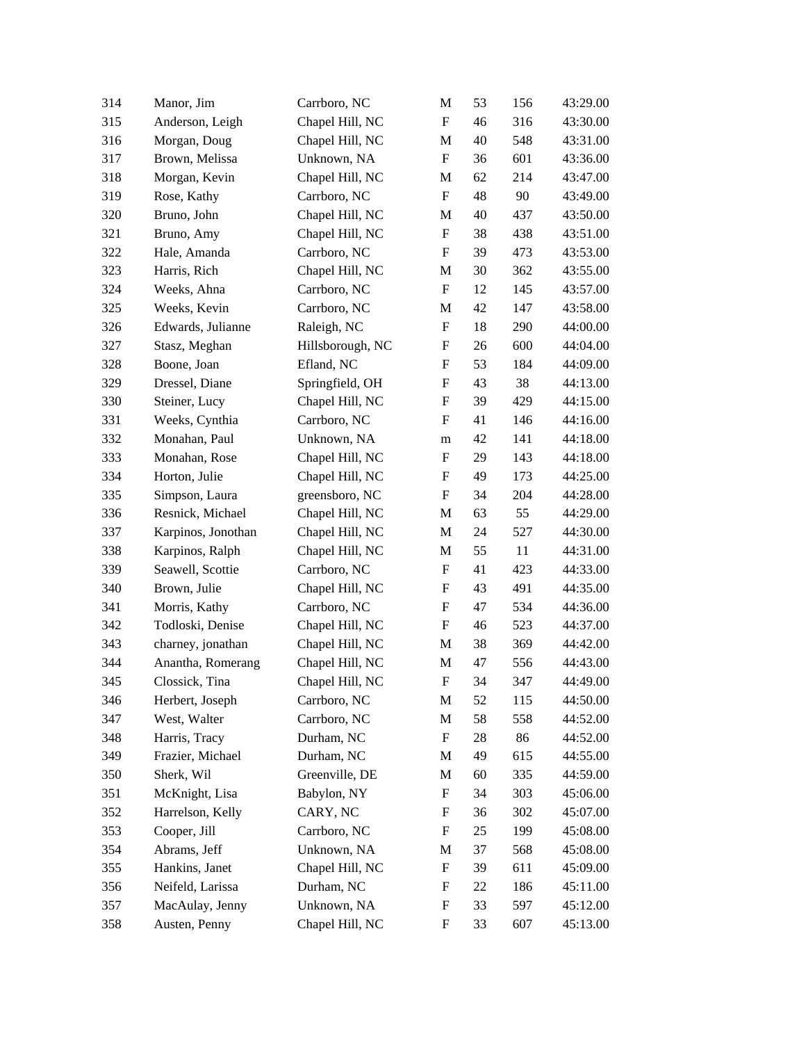| | | | | | | |
|---|---|---|---|---|---|---|
| 314 | Manor, Jim | Carrboro, NC | M | 53 | 156 | 43:29.00 |
| 315 | Anderson, Leigh | Chapel Hill, NC | F | 46 | 316 | 43:30.00 |
| 316 | Morgan, Doug | Chapel Hill, NC | M | 40 | 548 | 43:31.00 |
| 317 | Brown, Melissa | Unknown, NA | F | 36 | 601 | 43:36.00 |
| 318 | Morgan, Kevin | Chapel Hill, NC | M | 62 | 214 | 43:47.00 |
| 319 | Rose, Kathy | Carrboro, NC | F | 48 | 90 | 43:49.00 |
| 320 | Bruno, John | Chapel Hill, NC | M | 40 | 437 | 43:50.00 |
| 321 | Bruno, Amy | Chapel Hill, NC | F | 38 | 438 | 43:51.00 |
| 322 | Hale, Amanda | Carrboro, NC | F | 39 | 473 | 43:53.00 |
| 323 | Harris, Rich | Chapel Hill, NC | M | 30 | 362 | 43:55.00 |
| 324 | Weeks, Ahna | Carrboro, NC | F | 12 | 145 | 43:57.00 |
| 325 | Weeks, Kevin | Carrboro, NC | M | 42 | 147 | 43:58.00 |
| 326 | Edwards, Julianne | Raleigh, NC | F | 18 | 290 | 44:00.00 |
| 327 | Stasz, Meghan | Hillsborough, NC | F | 26 | 600 | 44:04.00 |
| 328 | Boone, Joan | Efland, NC | F | 53 | 184 | 44:09.00 |
| 329 | Dressel, Diane | Springfield, OH | F | 43 | 38 | 44:13.00 |
| 330 | Steiner, Lucy | Chapel Hill, NC | F | 39 | 429 | 44:15.00 |
| 331 | Weeks, Cynthia | Carrboro, NC | F | 41 | 146 | 44:16.00 |
| 332 | Monahan, Paul | Unknown, NA | m | 42 | 141 | 44:18.00 |
| 333 | Monahan, Rose | Chapel Hill, NC | F | 29 | 143 | 44:18.00 |
| 334 | Horton, Julie | Chapel Hill, NC | F | 49 | 173 | 44:25.00 |
| 335 | Simpson, Laura | greensboro, NC | F | 34 | 204 | 44:28.00 |
| 336 | Resnick, Michael | Chapel Hill, NC | M | 63 | 55 | 44:29.00 |
| 337 | Karpinos, Jonothan | Chapel Hill, NC | M | 24 | 527 | 44:30.00 |
| 338 | Karpinos, Ralph | Chapel Hill, NC | M | 55 | 11 | 44:31.00 |
| 339 | Seawell, Scottie | Carrboro, NC | F | 41 | 423 | 44:33.00 |
| 340 | Brown, Julie | Chapel Hill, NC | F | 43 | 491 | 44:35.00 |
| 341 | Morris, Kathy | Carrboro, NC | F | 47 | 534 | 44:36.00 |
| 342 | Todloski, Denise | Chapel Hill, NC | F | 46 | 523 | 44:37.00 |
| 343 | charney, jonathan | Chapel Hill, NC | M | 38 | 369 | 44:42.00 |
| 344 | Anantha, Romerang | Chapel Hill, NC | M | 47 | 556 | 44:43.00 |
| 345 | Clossick, Tina | Chapel Hill, NC | F | 34 | 347 | 44:49.00 |
| 346 | Herbert, Joseph | Carrboro, NC | M | 52 | 115 | 44:50.00 |
| 347 | West, Walter | Carrboro, NC | M | 58 | 558 | 44:52.00 |
| 348 | Harris, Tracy | Durham, NC | F | 28 | 86 | 44:52.00 |
| 349 | Frazier, Michael | Durham, NC | M | 49 | 615 | 44:55.00 |
| 350 | Sherk, Wil | Greenville, DE | M | 60 | 335 | 44:59.00 |
| 351 | McKnight, Lisa | Babylon, NY | F | 34 | 303 | 45:06.00 |
| 352 | Harrelson, Kelly | CARY, NC | F | 36 | 302 | 45:07.00 |
| 353 | Cooper, Jill | Carrboro, NC | F | 25 | 199 | 45:08.00 |
| 354 | Abrams, Jeff | Unknown, NA | M | 37 | 568 | 45:08.00 |
| 355 | Hankins, Janet | Chapel Hill, NC | F | 39 | 611 | 45:09.00 |
| 356 | Neifeld, Larissa | Durham, NC | F | 22 | 186 | 45:11.00 |
| 357 | MacAulay, Jenny | Unknown, NA | F | 33 | 597 | 45:12.00 |
| 358 | Austen, Penny | Chapel Hill, NC | F | 33 | 607 | 45:13.00 |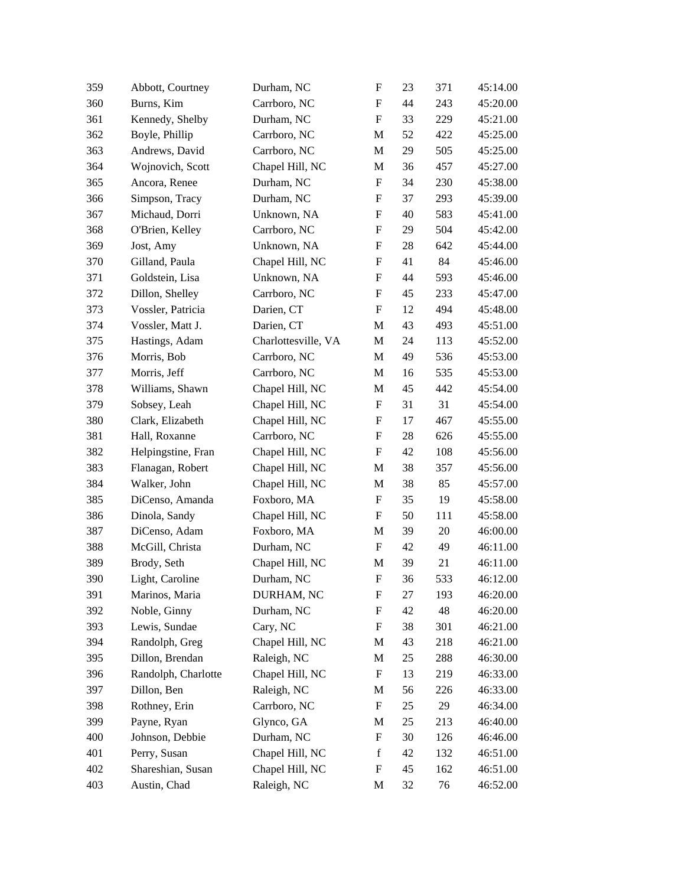| | | | | | | |
|---|---|---|---|---|---|---|
| 359 | Abbott, Courtney | Durham, NC | F | 23 | 371 | 45:14.00 |
| 360 | Burns, Kim | Carrboro, NC | F | 44 | 243 | 45:20.00 |
| 361 | Kennedy, Shelby | Durham, NC | F | 33 | 229 | 45:21.00 |
| 362 | Boyle, Phillip | Carrboro, NC | M | 52 | 422 | 45:25.00 |
| 363 | Andrews, David | Carrboro, NC | M | 29 | 505 | 45:25.00 |
| 364 | Wojnovich, Scott | Chapel Hill, NC | M | 36 | 457 | 45:27.00 |
| 365 | Ancora, Renee | Durham, NC | F | 34 | 230 | 45:38.00 |
| 366 | Simpson, Tracy | Durham, NC | F | 37 | 293 | 45:39.00 |
| 367 | Michaud, Dorri | Unknown, NA | F | 40 | 583 | 45:41.00 |
| 368 | O'Brien, Kelley | Carrboro, NC | F | 29 | 504 | 45:42.00 |
| 369 | Jost, Amy | Unknown, NA | F | 28 | 642 | 45:44.00 |
| 370 | Gilland, Paula | Chapel Hill, NC | F | 41 | 84 | 45:46.00 |
| 371 | Goldstein, Lisa | Unknown, NA | F | 44 | 593 | 45:46.00 |
| 372 | Dillon, Shelley | Carrboro, NC | F | 45 | 233 | 45:47.00 |
| 373 | Vossler, Patricia | Darien, CT | F | 12 | 494 | 45:48.00 |
| 374 | Vossler, Matt J. | Darien, CT | M | 43 | 493 | 45:51.00 |
| 375 | Hastings, Adam | Charlottesville, VA | M | 24 | 113 | 45:52.00 |
| 376 | Morris, Bob | Carrboro, NC | M | 49 | 536 | 45:53.00 |
| 377 | Morris, Jeff | Carrboro, NC | M | 16 | 535 | 45:53.00 |
| 378 | Williams, Shawn | Chapel Hill, NC | M | 45 | 442 | 45:54.00 |
| 379 | Sobsey, Leah | Chapel Hill, NC | F | 31 | 31 | 45:54.00 |
| 380 | Clark, Elizabeth | Chapel Hill, NC | F | 17 | 467 | 45:55.00 |
| 381 | Hall, Roxanne | Carrboro, NC | F | 28 | 626 | 45:55.00 |
| 382 | Helpingstine, Fran | Chapel Hill, NC | F | 42 | 108 | 45:56.00 |
| 383 | Flanagan, Robert | Chapel Hill, NC | M | 38 | 357 | 45:56.00 |
| 384 | Walker, John | Chapel Hill, NC | M | 38 | 85 | 45:57.00 |
| 385 | DiCenso, Amanda | Foxboro, MA | F | 35 | 19 | 45:58.00 |
| 386 | Dinola, Sandy | Chapel Hill, NC | F | 50 | 111 | 45:58.00 |
| 387 | DiCenso, Adam | Foxboro, MA | M | 39 | 20 | 46:00.00 |
| 388 | McGill, Christa | Durham, NC | F | 42 | 49 | 46:11.00 |
| 389 | Brody, Seth | Chapel Hill, NC | M | 39 | 21 | 46:11.00 |
| 390 | Light, Caroline | Durham, NC | F | 36 | 533 | 46:12.00 |
| 391 | Marinos, Maria | DURHAM, NC | F | 27 | 193 | 46:20.00 |
| 392 | Noble, Ginny | Durham, NC | F | 42 | 48 | 46:20.00 |
| 393 | Lewis, Sundae | Cary, NC | F | 38 | 301 | 46:21.00 |
| 394 | Randolph, Greg | Chapel Hill, NC | M | 43 | 218 | 46:21.00 |
| 395 | Dillon, Brendan | Raleigh, NC | M | 25 | 288 | 46:30.00 |
| 396 | Randolph, Charlotte | Chapel Hill, NC | F | 13 | 219 | 46:33.00 |
| 397 | Dillon, Ben | Raleigh, NC | M | 56 | 226 | 46:33.00 |
| 398 | Rothney, Erin | Carrboro, NC | F | 25 | 29 | 46:34.00 |
| 399 | Payne, Ryan | Glynco, GA | M | 25 | 213 | 46:40.00 |
| 400 | Johnson, Debbie | Durham, NC | F | 30 | 126 | 46:46.00 |
| 401 | Perry, Susan | Chapel Hill, NC | f | 42 | 132 | 46:51.00 |
| 402 | Shareshian, Susan | Chapel Hill, NC | F | 45 | 162 | 46:51.00 |
| 403 | Austin, Chad | Raleigh, NC | M | 32 | 76 | 46:52.00 |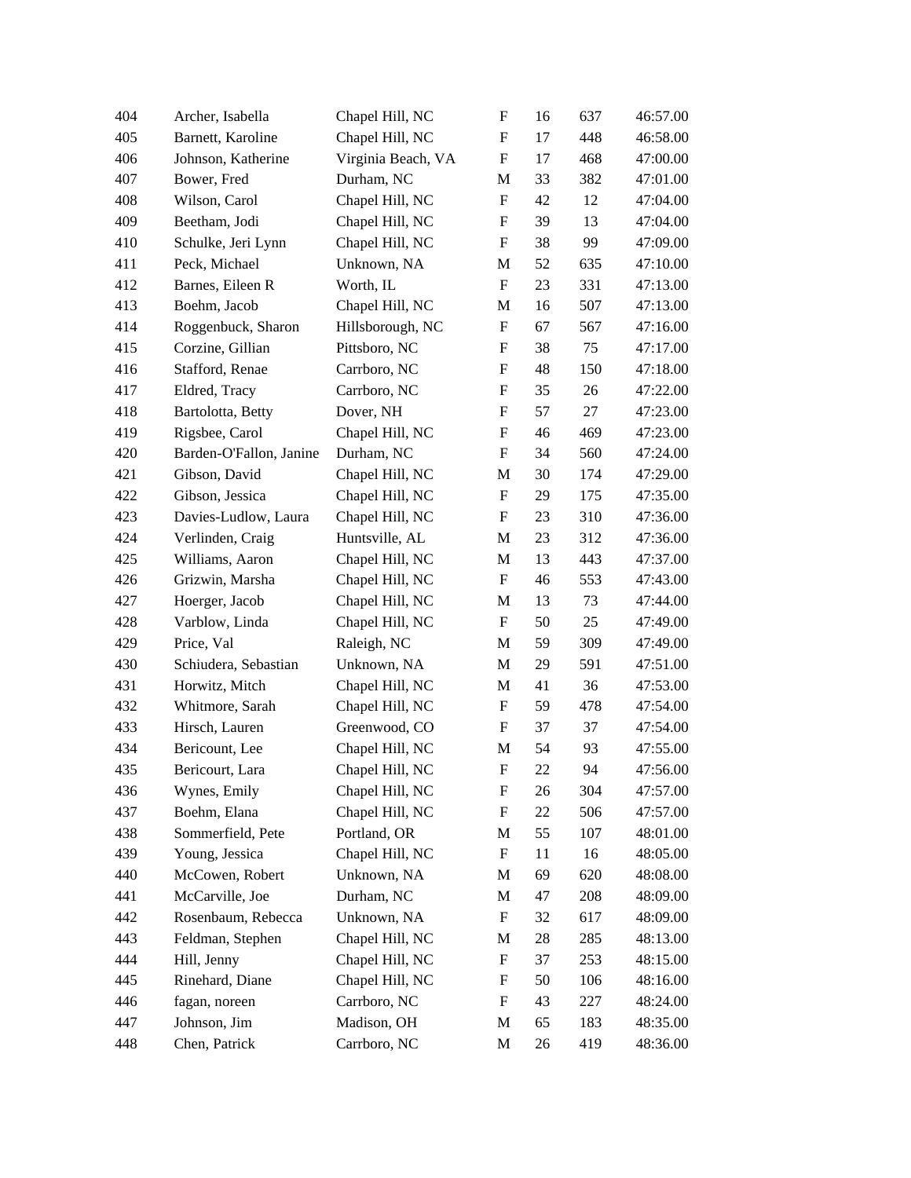| | | | | | | |
|---|---|---|---|---|---|---|
| 404 | Archer, Isabella | Chapel Hill, NC | F | 16 | 637 | 46:57.00 |
| 405 | Barnett, Karoline | Chapel Hill, NC | F | 17 | 448 | 46:58.00 |
| 406 | Johnson, Katherine | Virginia Beach, VA | F | 17 | 468 | 47:00.00 |
| 407 | Bower, Fred | Durham, NC | M | 33 | 382 | 47:01.00 |
| 408 | Wilson, Carol | Chapel Hill, NC | F | 42 | 12 | 47:04.00 |
| 409 | Beetham, Jodi | Chapel Hill, NC | F | 39 | 13 | 47:04.00 |
| 410 | Schulke, Jeri Lynn | Chapel Hill, NC | F | 38 | 99 | 47:09.00 |
| 411 | Peck, Michael | Unknown, NA | M | 52 | 635 | 47:10.00 |
| 412 | Barnes, Eileen R | Worth, IL | F | 23 | 331 | 47:13.00 |
| 413 | Boehm, Jacob | Chapel Hill, NC | M | 16 | 507 | 47:13.00 |
| 414 | Roggenbuck, Sharon | Hillsborough, NC | F | 67 | 567 | 47:16.00 |
| 415 | Corzine, Gillian | Pittsboro, NC | F | 38 | 75 | 47:17.00 |
| 416 | Stafford, Renae | Carrboro, NC | F | 48 | 150 | 47:18.00 |
| 417 | Eldred, Tracy | Carrboro, NC | F | 35 | 26 | 47:22.00 |
| 418 | Bartolotta, Betty | Dover, NH | F | 57 | 27 | 47:23.00 |
| 419 | Rigsbee, Carol | Chapel Hill, NC | F | 46 | 469 | 47:23.00 |
| 420 | Barden-O'Fallon, Janine | Durham, NC | F | 34 | 560 | 47:24.00 |
| 421 | Gibson, David | Chapel Hill, NC | M | 30 | 174 | 47:29.00 |
| 422 | Gibson, Jessica | Chapel Hill, NC | F | 29 | 175 | 47:35.00 |
| 423 | Davies-Ludlow, Laura | Chapel Hill, NC | F | 23 | 310 | 47:36.00 |
| 424 | Verlinden, Craig | Huntsville, AL | M | 23 | 312 | 47:36.00 |
| 425 | Williams, Aaron | Chapel Hill, NC | M | 13 | 443 | 47:37.00 |
| 426 | Grizwin, Marsha | Chapel Hill, NC | F | 46 | 553 | 47:43.00 |
| 427 | Hoerger, Jacob | Chapel Hill, NC | M | 13 | 73 | 47:44.00 |
| 428 | Varblow, Linda | Chapel Hill, NC | F | 50 | 25 | 47:49.00 |
| 429 | Price, Val | Raleigh, NC | M | 59 | 309 | 47:49.00 |
| 430 | Schiudera, Sebastian | Unknown, NA | M | 29 | 591 | 47:51.00 |
| 431 | Horwitz, Mitch | Chapel Hill, NC | M | 41 | 36 | 47:53.00 |
| 432 | Whitmore, Sarah | Chapel Hill, NC | F | 59 | 478 | 47:54.00 |
| 433 | Hirsch, Lauren | Greenwood, CO | F | 37 | 37 | 47:54.00 |
| 434 | Bericount, Lee | Chapel Hill, NC | M | 54 | 93 | 47:55.00 |
| 435 | Bericourt, Lara | Chapel Hill, NC | F | 22 | 94 | 47:56.00 |
| 436 | Wynes, Emily | Chapel Hill, NC | F | 26 | 304 | 47:57.00 |
| 437 | Boehm, Elana | Chapel Hill, NC | F | 22 | 506 | 47:57.00 |
| 438 | Sommerfield, Pete | Portland, OR | M | 55 | 107 | 48:01.00 |
| 439 | Young, Jessica | Chapel Hill, NC | F | 11 | 16 | 48:05.00 |
| 440 | McCowen, Robert | Unknown, NA | M | 69 | 620 | 48:08.00 |
| 441 | McCarville, Joe | Durham, NC | M | 47 | 208 | 48:09.00 |
| 442 | Rosenbaum, Rebecca | Unknown, NA | F | 32 | 617 | 48:09.00 |
| 443 | Feldman, Stephen | Chapel Hill, NC | M | 28 | 285 | 48:13.00 |
| 444 | Hill, Jenny | Chapel Hill, NC | F | 37 | 253 | 48:15.00 |
| 445 | Rinehard, Diane | Chapel Hill, NC | F | 50 | 106 | 48:16.00 |
| 446 | fagan, noreen | Carrboro, NC | F | 43 | 227 | 48:24.00 |
| 447 | Johnson, Jim | Madison, OH | M | 65 | 183 | 48:35.00 |
| 448 | Chen, Patrick | Carrboro, NC | M | 26 | 419 | 48:36.00 |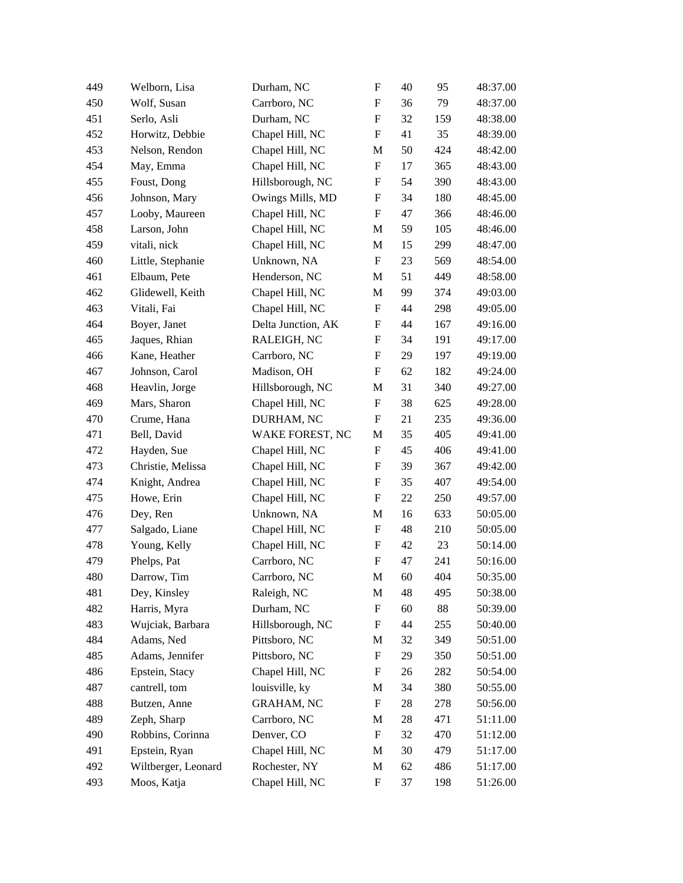| | | | | | | |
|---|---|---|---|---|---|---|
| 449 | Welborn, Lisa | Durham, NC | F | 40 | 95 | 48:37.00 |
| 450 | Wolf, Susan | Carrboro, NC | F | 36 | 79 | 48:37.00 |
| 451 | Serlo, Asli | Durham, NC | F | 32 | 159 | 48:38.00 |
| 452 | Horwitz, Debbie | Chapel Hill, NC | F | 41 | 35 | 48:39.00 |
| 453 | Nelson, Rendon | Chapel Hill, NC | M | 50 | 424 | 48:42.00 |
| 454 | May, Emma | Chapel Hill, NC | F | 17 | 365 | 48:43.00 |
| 455 | Foust, Dong | Hillsborough, NC | F | 54 | 390 | 48:43.00 |
| 456 | Johnson, Mary | Owings Mills, MD | F | 34 | 180 | 48:45.00 |
| 457 | Looby, Maureen | Chapel Hill, NC | F | 47 | 366 | 48:46.00 |
| 458 | Larson, John | Chapel Hill, NC | M | 59 | 105 | 48:46.00 |
| 459 | vitali, nick | Chapel Hill, NC | M | 15 | 299 | 48:47.00 |
| 460 | Little, Stephanie | Unknown, NA | F | 23 | 569 | 48:54.00 |
| 461 | Elbaum, Pete | Henderson, NC | M | 51 | 449 | 48:58.00 |
| 462 | Glidewell, Keith | Chapel Hill, NC | M | 99 | 374 | 49:03.00 |
| 463 | Vitali, Fai | Chapel Hill, NC | F | 44 | 298 | 49:05.00 |
| 464 | Boyer, Janet | Delta Junction, AK | F | 44 | 167 | 49:16.00 |
| 465 | Jaques, Rhian | RALEIGH, NC | F | 34 | 191 | 49:17.00 |
| 466 | Kane, Heather | Carrboro, NC | F | 29 | 197 | 49:19.00 |
| 467 | Johnson, Carol | Madison, OH | F | 62 | 182 | 49:24.00 |
| 468 | Heavlin, Jorge | Hillsborough, NC | M | 31 | 340 | 49:27.00 |
| 469 | Mars, Sharon | Chapel Hill, NC | F | 38 | 625 | 49:28.00 |
| 470 | Crume, Hana | DURHAM, NC | F | 21 | 235 | 49:36.00 |
| 471 | Bell, David | WAKE FOREST, NC | M | 35 | 405 | 49:41.00 |
| 472 | Hayden, Sue | Chapel Hill, NC | F | 45 | 406 | 49:41.00 |
| 473 | Christie, Melissa | Chapel Hill, NC | F | 39 | 367 | 49:42.00 |
| 474 | Knight, Andrea | Chapel Hill, NC | F | 35 | 407 | 49:54.00 |
| 475 | Howe, Erin | Chapel Hill, NC | F | 22 | 250 | 49:57.00 |
| 476 | Dey, Ren | Unknown, NA | M | 16 | 633 | 50:05.00 |
| 477 | Salgado, Liane | Chapel Hill, NC | F | 48 | 210 | 50:05.00 |
| 478 | Young, Kelly | Chapel Hill, NC | F | 42 | 23 | 50:14.00 |
| 479 | Phelps, Pat | Carrboro, NC | F | 47 | 241 | 50:16.00 |
| 480 | Darrow, Tim | Carrboro, NC | M | 60 | 404 | 50:35.00 |
| 481 | Dey, Kinsley | Raleigh, NC | M | 48 | 495 | 50:38.00 |
| 482 | Harris, Myra | Durham, NC | F | 60 | 88 | 50:39.00 |
| 483 | Wujciak, Barbara | Hillsborough, NC | F | 44 | 255 | 50:40.00 |
| 484 | Adams, Ned | Pittsboro, NC | M | 32 | 349 | 50:51.00 |
| 485 | Adams, Jennifer | Pittsboro, NC | F | 29 | 350 | 50:51.00 |
| 486 | Epstein, Stacy | Chapel Hill, NC | F | 26 | 282 | 50:54.00 |
| 487 | cantrell, tom | louisville, ky | M | 34 | 380 | 50:55.00 |
| 488 | Butzen, Anne | GRAHAM, NC | F | 28 | 278 | 50:56.00 |
| 489 | Zeph, Sharp | Carrboro, NC | M | 28 | 471 | 51:11.00 |
| 490 | Robbins, Corinna | Denver, CO | F | 32 | 470 | 51:12.00 |
| 491 | Epstein, Ryan | Chapel Hill, NC | M | 30 | 479 | 51:17.00 |
| 492 | Wiltberger, Leonard | Rochester, NY | M | 62 | 486 | 51:17.00 |
| 493 | Moos, Katja | Chapel Hill, NC | F | 37 | 198 | 51:26.00 |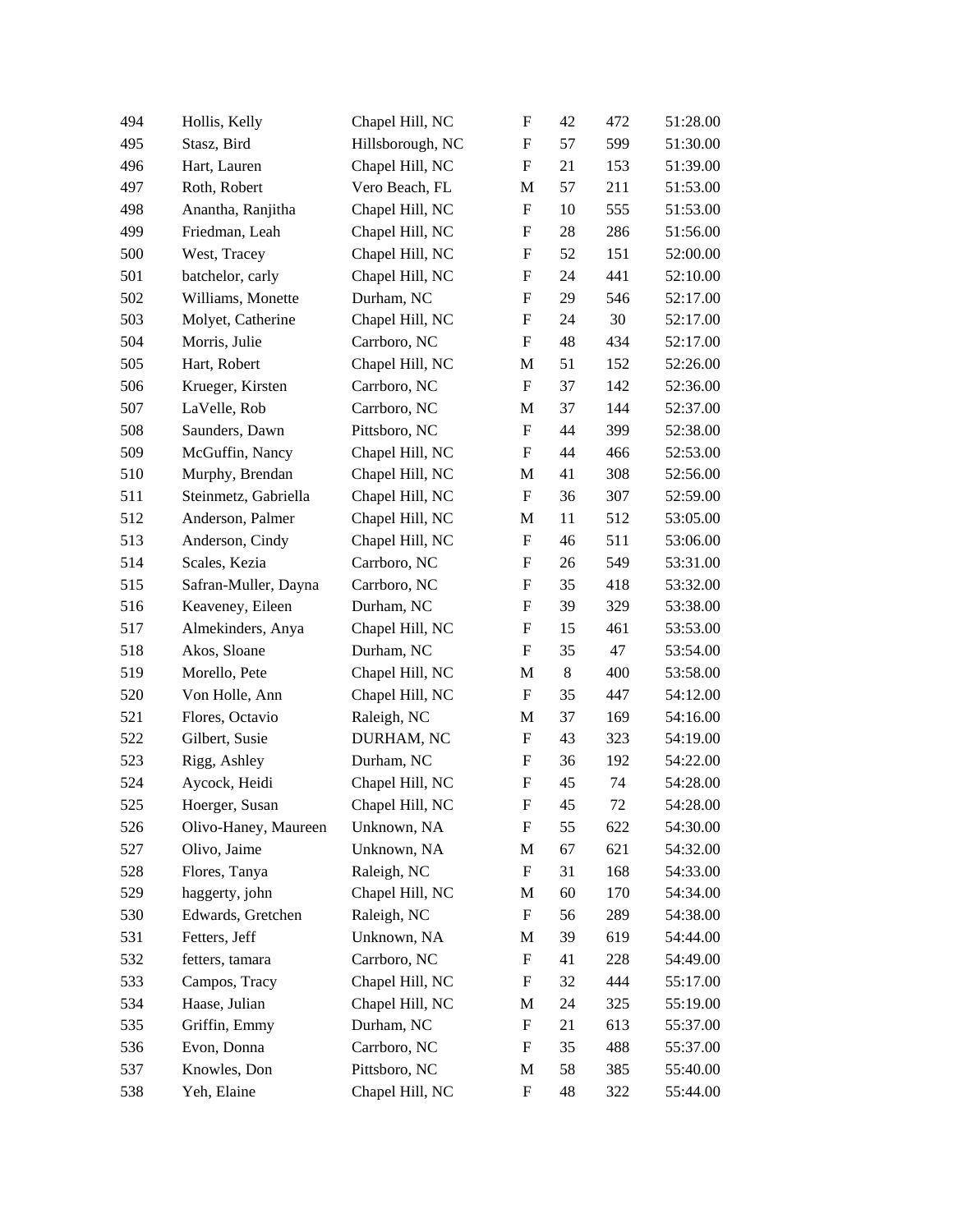| | | | | | | |
|---|---|---|---|---|---|---|
| 494 | Hollis, Kelly | Chapel Hill, NC | F | 42 | 472 | 51:28.00 |
| 495 | Stasz, Bird | Hillsborough, NC | F | 57 | 599 | 51:30.00 |
| 496 | Hart, Lauren | Chapel Hill, NC | F | 21 | 153 | 51:39.00 |
| 497 | Roth, Robert | Vero Beach, FL | M | 57 | 211 | 51:53.00 |
| 498 | Anantha, Ranjitha | Chapel Hill, NC | F | 10 | 555 | 51:53.00 |
| 499 | Friedman, Leah | Chapel Hill, NC | F | 28 | 286 | 51:56.00 |
| 500 | West, Tracey | Chapel Hill, NC | F | 52 | 151 | 52:00.00 |
| 501 | batchelor, carly | Chapel Hill, NC | F | 24 | 441 | 52:10.00 |
| 502 | Williams, Monette | Durham, NC | F | 29 | 546 | 52:17.00 |
| 503 | Molyet, Catherine | Chapel Hill, NC | F | 24 | 30 | 52:17.00 |
| 504 | Morris, Julie | Carrboro, NC | F | 48 | 434 | 52:17.00 |
| 505 | Hart, Robert | Chapel Hill, NC | M | 51 | 152 | 52:26.00 |
| 506 | Krueger, Kirsten | Carrboro, NC | F | 37 | 142 | 52:36.00 |
| 507 | LaVelle, Rob | Carrboro, NC | M | 37 | 144 | 52:37.00 |
| 508 | Saunders, Dawn | Pittsboro, NC | F | 44 | 399 | 52:38.00 |
| 509 | McGuffin, Nancy | Chapel Hill, NC | F | 44 | 466 | 52:53.00 |
| 510 | Murphy, Brendan | Chapel Hill, NC | M | 41 | 308 | 52:56.00 |
| 511 | Steinmetz, Gabriella | Chapel Hill, NC | F | 36 | 307 | 52:59.00 |
| 512 | Anderson, Palmer | Chapel Hill, NC | M | 11 | 512 | 53:05.00 |
| 513 | Anderson, Cindy | Chapel Hill, NC | F | 46 | 511 | 53:06.00 |
| 514 | Scales, Kezia | Carrboro, NC | F | 26 | 549 | 53:31.00 |
| 515 | Safran-Muller, Dayna | Carrboro, NC | F | 35 | 418 | 53:32.00 |
| 516 | Keaveney, Eileen | Durham, NC | F | 39 | 329 | 53:38.00 |
| 517 | Almekinders, Anya | Chapel Hill, NC | F | 15 | 461 | 53:53.00 |
| 518 | Akos, Sloane | Durham, NC | F | 35 | 47 | 53:54.00 |
| 519 | Morello, Pete | Chapel Hill, NC | M | 8 | 400 | 53:58.00 |
| 520 | Von Holle, Ann | Chapel Hill, NC | F | 35 | 447 | 54:12.00 |
| 521 | Flores, Octavio | Raleigh, NC | M | 37 | 169 | 54:16.00 |
| 522 | Gilbert, Susie | DURHAM, NC | F | 43 | 323 | 54:19.00 |
| 523 | Rigg, Ashley | Durham, NC | F | 36 | 192 | 54:22.00 |
| 524 | Aycock, Heidi | Chapel Hill, NC | F | 45 | 74 | 54:28.00 |
| 525 | Hoerger, Susan | Chapel Hill, NC | F | 45 | 72 | 54:28.00 |
| 526 | Olivo-Haney, Maureen | Unknown, NA | F | 55 | 622 | 54:30.00 |
| 527 | Olivo, Jaime | Unknown, NA | M | 67 | 621 | 54:32.00 |
| 528 | Flores, Tanya | Raleigh, NC | F | 31 | 168 | 54:33.00 |
| 529 | haggerty, john | Chapel Hill, NC | M | 60 | 170 | 54:34.00 |
| 530 | Edwards, Gretchen | Raleigh, NC | F | 56 | 289 | 54:38.00 |
| 531 | Fetters, Jeff | Unknown, NA | M | 39 | 619 | 54:44.00 |
| 532 | fetters, tamara | Carrboro, NC | F | 41 | 228 | 54:49.00 |
| 533 | Campos, Tracy | Chapel Hill, NC | F | 32 | 444 | 55:17.00 |
| 534 | Haase, Julian | Chapel Hill, NC | M | 24 | 325 | 55:19.00 |
| 535 | Griffin, Emmy | Durham, NC | F | 21 | 613 | 55:37.00 |
| 536 | Evon, Donna | Carrboro, NC | F | 35 | 488 | 55:37.00 |
| 537 | Knowles, Don | Pittsboro, NC | M | 58 | 385 | 55:40.00 |
| 538 | Yeh, Elaine | Chapel Hill, NC | F | 48 | 322 | 55:44.00 |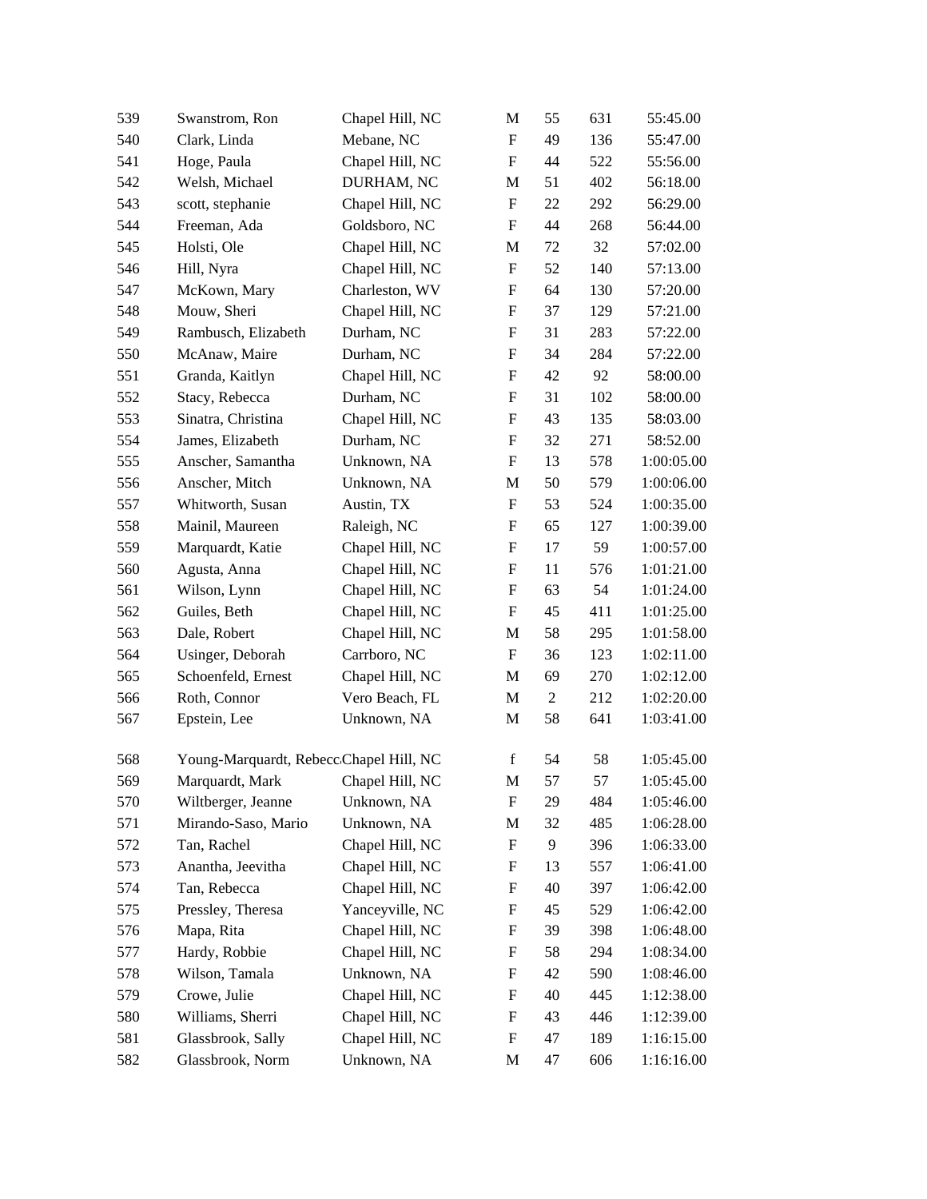| | | | | | | |
|---|---|---|---|---|---|---|
| 539 | Swanstrom, Ron | Chapel Hill, NC | M | 55 | 631 | 55:45.00 |
| 540 | Clark, Linda | Mebane, NC | F | 49 | 136 | 55:47.00 |
| 541 | Hoge, Paula | Chapel Hill, NC | F | 44 | 522 | 55:56.00 |
| 542 | Welsh, Michael | DURHAM, NC | M | 51 | 402 | 56:18.00 |
| 543 | scott, stephanie | Chapel Hill, NC | F | 22 | 292 | 56:29.00 |
| 544 | Freeman, Ada | Goldsboro, NC | F | 44 | 268 | 56:44.00 |
| 545 | Holsti, Ole | Chapel Hill, NC | M | 72 | 32 | 57:02.00 |
| 546 | Hill, Nyra | Chapel Hill, NC | F | 52 | 140 | 57:13.00 |
| 547 | McKown, Mary | Charleston, WV | F | 64 | 130 | 57:20.00 |
| 548 | Mouw, Sheri | Chapel Hill, NC | F | 37 | 129 | 57:21.00 |
| 549 | Rambusch, Elizabeth | Durham, NC | F | 31 | 283 | 57:22.00 |
| 550 | McAnaw, Maire | Durham, NC | F | 34 | 284 | 57:22.00 |
| 551 | Granda, Kaitlyn | Chapel Hill, NC | F | 42 | 92 | 58:00.00 |
| 552 | Stacy, Rebecca | Durham, NC | F | 31 | 102 | 58:00.00 |
| 553 | Sinatra, Christina | Chapel Hill, NC | F | 43 | 135 | 58:03.00 |
| 554 | James, Elizabeth | Durham, NC | F | 32 | 271 | 58:52.00 |
| 555 | Anscher, Samantha | Unknown, NA | F | 13 | 578 | 1:00:05.00 |
| 556 | Anscher, Mitch | Unknown, NA | M | 50 | 579 | 1:00:06.00 |
| 557 | Whitworth, Susan | Austin, TX | F | 53 | 524 | 1:00:35.00 |
| 558 | Mainil, Maureen | Raleigh, NC | F | 65 | 127 | 1:00:39.00 |
| 559 | Marquardt, Katie | Chapel Hill, NC | F | 17 | 59 | 1:00:57.00 |
| 560 | Agusta, Anna | Chapel Hill, NC | F | 11 | 576 | 1:01:21.00 |
| 561 | Wilson, Lynn | Chapel Hill, NC | F | 63 | 54 | 1:01:24.00 |
| 562 | Guiles, Beth | Chapel Hill, NC | F | 45 | 411 | 1:01:25.00 |
| 563 | Dale, Robert | Chapel Hill, NC | M | 58 | 295 | 1:01:58.00 |
| 564 | Usinger, Deborah | Carrboro, NC | F | 36 | 123 | 1:02:11.00 |
| 565 | Schoenfeld, Ernest | Chapel Hill, NC | M | 69 | 270 | 1:02:12.00 |
| 566 | Roth, Connor | Vero Beach, FL | M | 2 | 212 | 1:02:20.00 |
| 567 | Epstein, Lee | Unknown, NA | M | 58 | 641 | 1:03:41.00 |
| 568 | Young-Marquardt, Rebecc | Chapel Hill, NC | f | 54 | 58 | 1:05:45.00 |
| 569 | Marquardt, Mark | Chapel Hill, NC | M | 57 | 57 | 1:05:45.00 |
| 570 | Wiltberger, Jeanne | Unknown, NA | F | 29 | 484 | 1:05:46.00 |
| 571 | Mirando-Saso, Mario | Unknown, NA | M | 32 | 485 | 1:06:28.00 |
| 572 | Tan, Rachel | Chapel Hill, NC | F | 9 | 396 | 1:06:33.00 |
| 573 | Anantha, Jeevitha | Chapel Hill, NC | F | 13 | 557 | 1:06:41.00 |
| 574 | Tan, Rebecca | Chapel Hill, NC | F | 40 | 397 | 1:06:42.00 |
| 575 | Pressley, Theresa | Yanceyville, NC | F | 45 | 529 | 1:06:42.00 |
| 576 | Mapa, Rita | Chapel Hill, NC | F | 39 | 398 | 1:06:48.00 |
| 577 | Hardy, Robbie | Chapel Hill, NC | F | 58 | 294 | 1:08:34.00 |
| 578 | Wilson, Tamala | Unknown, NA | F | 42 | 590 | 1:08:46.00 |
| 579 | Crowe, Julie | Chapel Hill, NC | F | 40 | 445 | 1:12:38.00 |
| 580 | Williams, Sherri | Chapel Hill, NC | F | 43 | 446 | 1:12:39.00 |
| 581 | Glassbrook, Sally | Chapel Hill, NC | F | 47 | 189 | 1:16:15.00 |
| 582 | Glassbrook, Norm | Unknown, NA | M | 47 | 606 | 1:16:16.00 |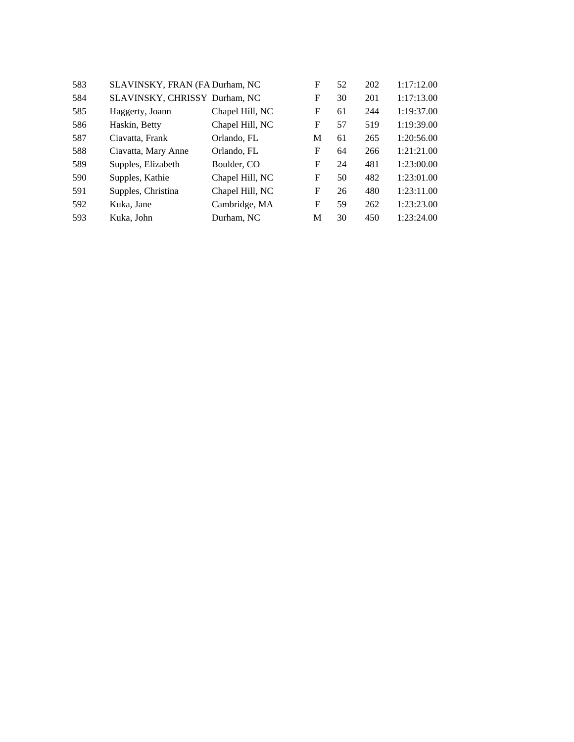| | | | | | | |
|---|---|---|---|---|---|---|
| 583 | SLAVINSKY, FRAN (FA | Durham, NC | F | 52 | 202 | 1:17:12.00 |
| 584 | SLAVINSKY, CHRISSY | Durham, NC | F | 30 | 201 | 1:17:13.00 |
| 585 | Haggerty, Joann | Chapel Hill, NC | F | 61 | 244 | 1:19:37.00 |
| 586 | Haskin, Betty | Chapel Hill, NC | F | 57 | 519 | 1:19:39.00 |
| 587 | Ciavatta, Frank | Orlando, FL | M | 61 | 265 | 1:20:56.00 |
| 588 | Ciavatta, Mary Anne | Orlando, FL | F | 64 | 266 | 1:21:21.00 |
| 589 | Supples, Elizabeth | Boulder, CO | F | 24 | 481 | 1:23:00.00 |
| 590 | Supples, Kathie | Chapel Hill, NC | F | 50 | 482 | 1:23:01.00 |
| 591 | Supples, Christina | Chapel Hill, NC | F | 26 | 480 | 1:23:11.00 |
| 592 | Kuka, Jane | Cambridge, MA | F | 59 | 262 | 1:23:23.00 |
| 593 | Kuka, John | Durham, NC | M | 30 | 450 | 1:23:24.00 |